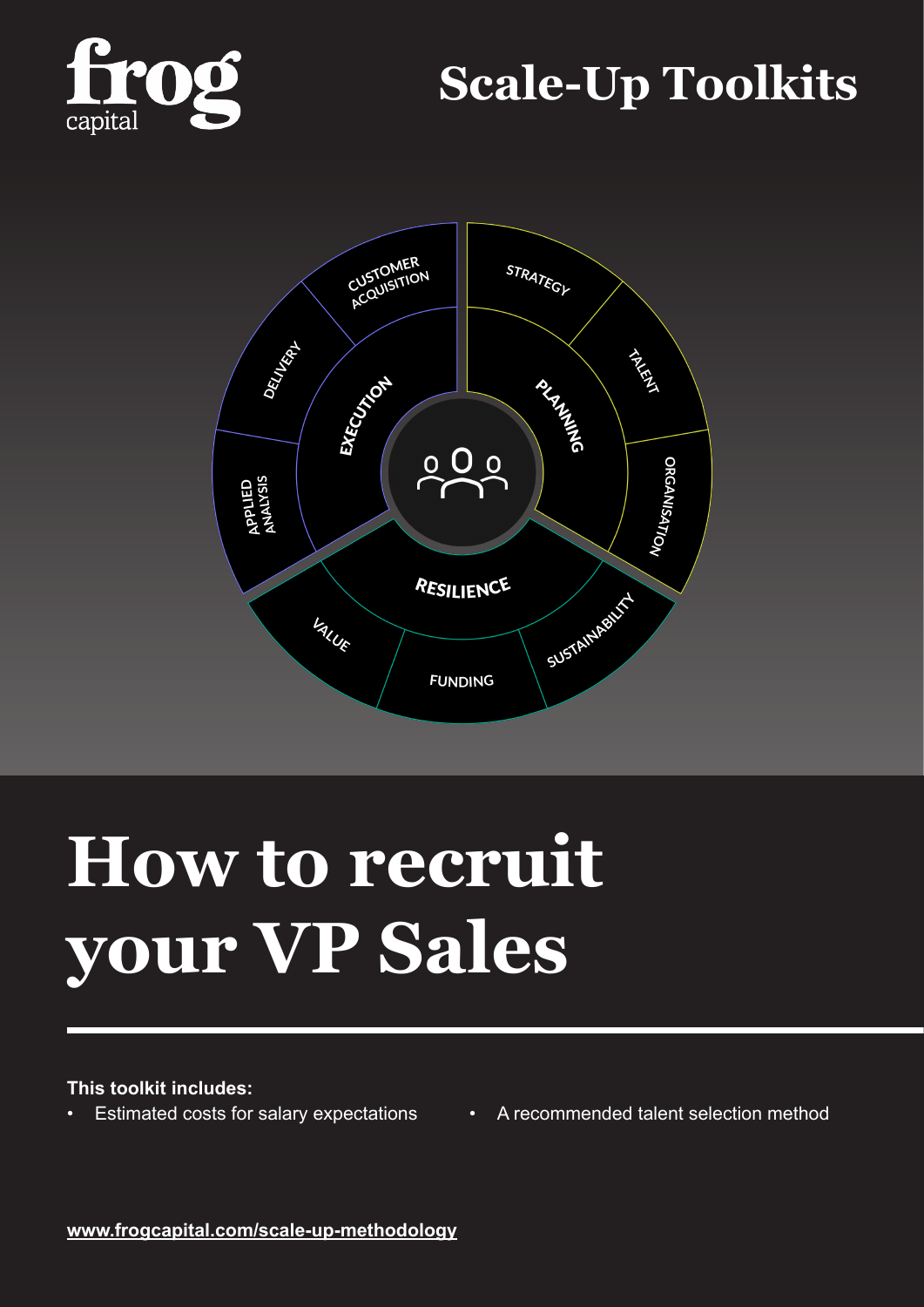frog capital

# Scale-Up Toolkits

CUSTOMER ACQUISITION
STRATEGY
DELIVERY
TALENT
EXECUTION
PLANNING
APPLIED ANALYSIS
ORGANISATION
RESILIENCE
VALUE
SUSTAINABILITY
FUNDING

# How to recruit your VP Sales

**This toolkit includes:**

- Estimated costs for salary expectations
- A recommended talent selection method

www.frogcapital.com/scale-up-methodology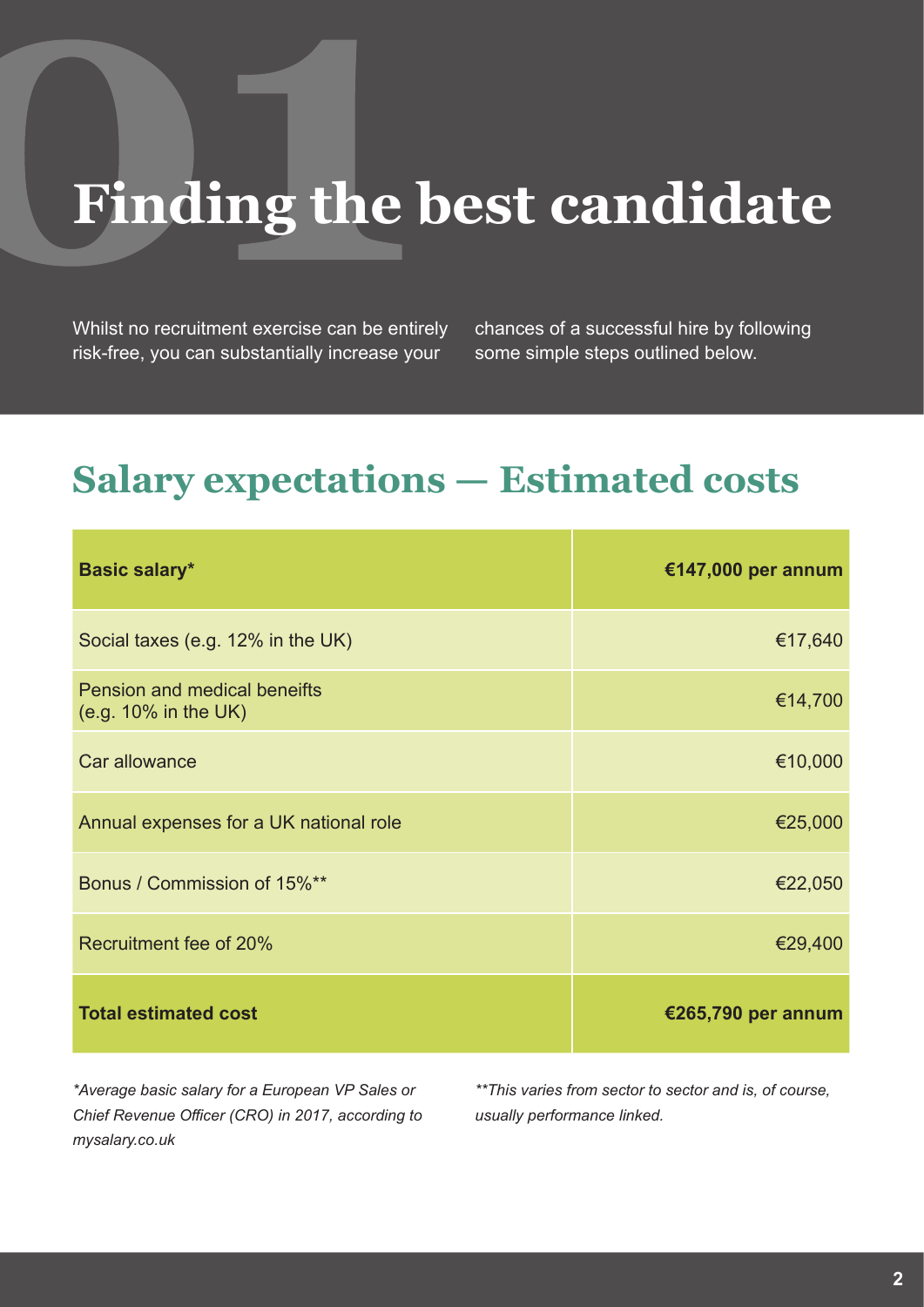# 01 Finding the best candidate

Whilst no recruitment exercise can be entirely risk-free, you can substantially increase your chances of a successful hire by following some simple steps outlined below.

## Salary expectations — Estimated costs

| **Basic salary*** | **€147,000 per annum** |
|---|---|
| Social taxes (e.g. 12% in the UK) | €17,640 |
| Pension and medical beneifts (e.g. 10% in the UK) | €14,700 |
| Car allowance | €10,000 |
| Annual expenses for a UK national role | €25,000 |
| Bonus / Commission of 15%** | €22,050 |
| Recruitment fee of 20% | €29,400 |
| **Total estimated cost** | **€265,790 per annum** |

*\*Average basic salary for a European VP Sales or Chief Revenue Officer (CRO) in 2017, according to mysalary.co.uk*

*\*\*This varies from sector to sector and is, of course, usually performance linked.*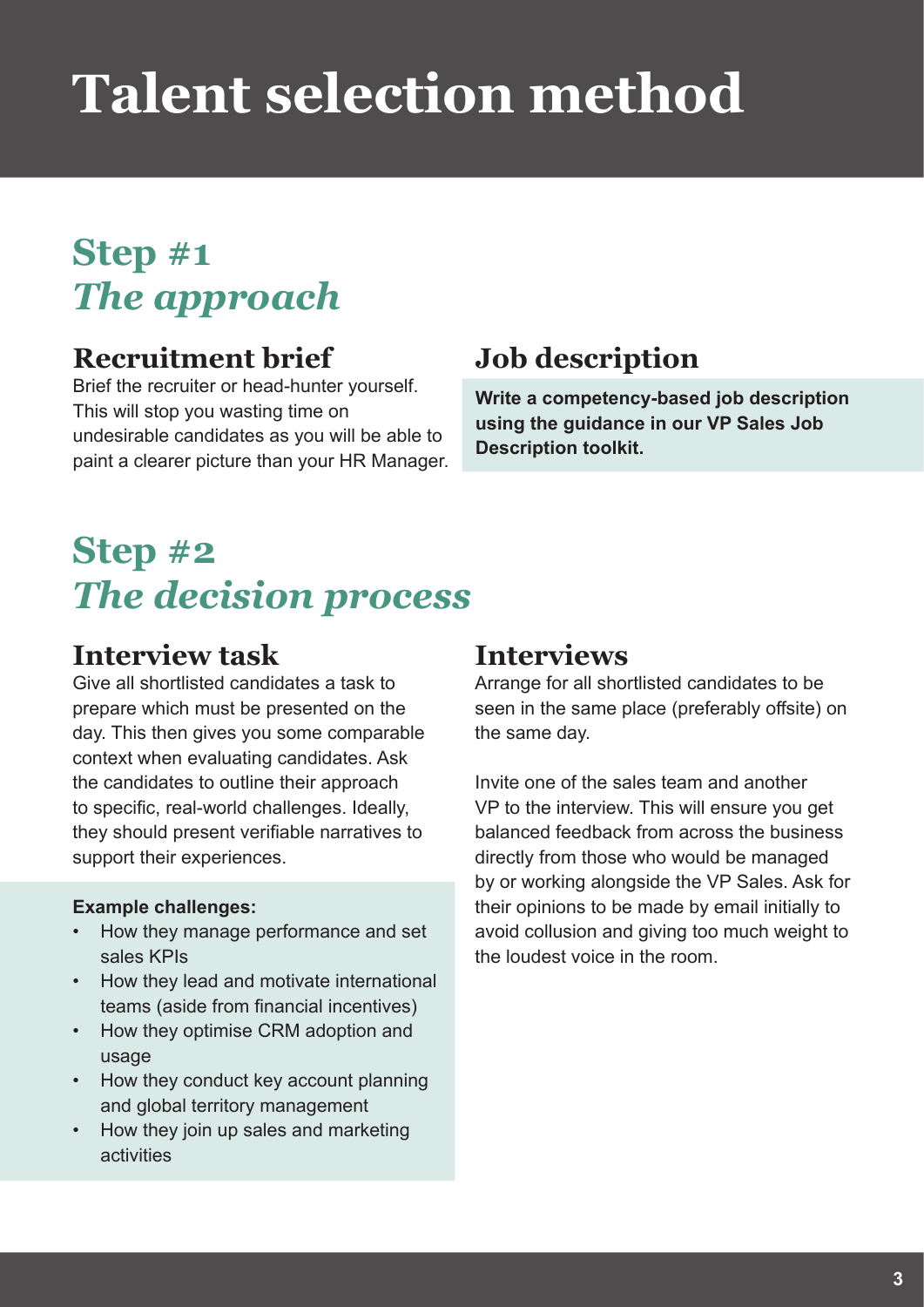# Talent selection method

## Step #1
## *The approach*

### Recruitment brief

Brief the recruiter or head-hunter yourself. This will stop you wasting time on undesirable candidates as you will be able to paint a clearer picture than your HR Manager.

### Job description

**Write a competency-based job description using the guidance in our VP Sales Job Description toolkit.**

## Step #2
## *The decision process*

### Interview task

Give all shortlisted candidates a task to prepare which must be presented on the day. This then gives you some comparable context when evaluating candidates. Ask the candidates to outline their approach to specific, real-world challenges. Ideally, they should present verifiable narratives to support their experiences.

**Example challenges:**

- How they manage performance and set sales KPIs
- How they lead and motivate international teams (aside from financial incentives)
- How they optimise CRM adoption and usage
- How they conduct key account planning and global territory management
- How they join up sales and marketing activities

### Interviews

Arrange for all shortlisted candidates to be seen in the same place (preferably offsite) on the same day.

Invite one of the sales team and another VP to the interview. This will ensure you get balanced feedback from across the business directly from those who would be managed by or working alongside the VP Sales. Ask for their opinions to be made by email initially to avoid collusion and giving too much weight to the loudest voice in the room.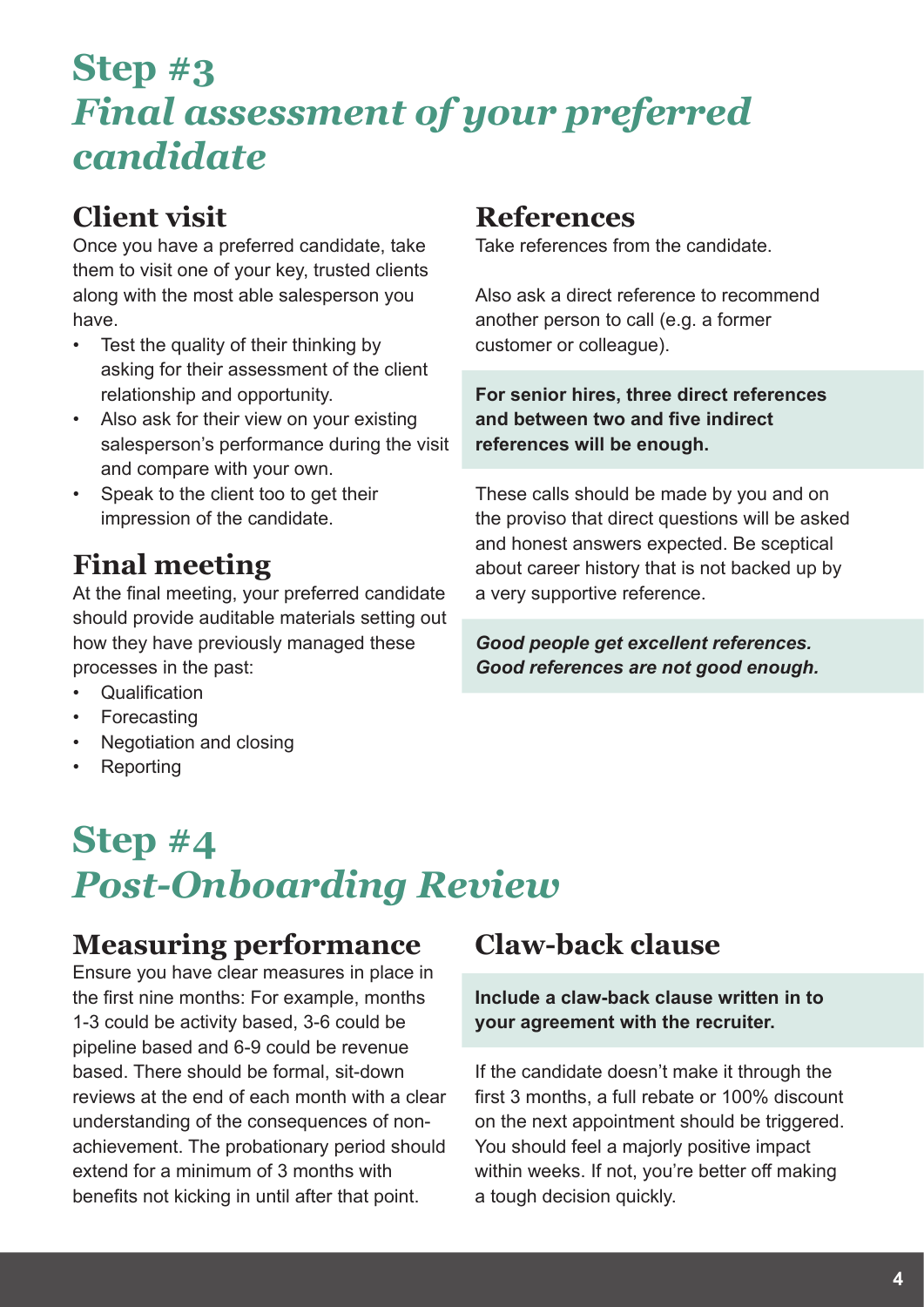# Step #3
# *Final assessment of your preferred candidate*

## Client visit

Once you have a preferred candidate, take them to visit one of your key, trusted clients along with the most able salesperson you have.

- Test the quality of their thinking by asking for their assessment of the client relationship and opportunity.
- Also ask for their view on your existing salesperson's performance during the visit and compare with your own.
- Speak to the client too to get their impression of the candidate.

## Final meeting

At the final meeting, your preferred candidate should provide auditable materials setting out how they have previously managed these processes in the past:

- Qualification
- Forecasting
- Negotiation and closing
- Reporting

## References

Take references from the candidate.

Also ask a direct reference to recommend another person to call (e.g. a former customer or colleague).

**For senior hires, three direct references and between two and five indirect references will be enough.**

These calls should be made by you and on the proviso that direct questions will be asked and honest answers expected. Be sceptical about career history that is not backed up by a very supportive reference.

***Good people get excellent references. Good references are not good enough.***

# Step #4
# *Post-Onboarding Review*

## Measuring performance

Ensure you have clear measures in place in the first nine months: For example, months 1-3 could be activity based, 3-6 could be pipeline based and 6-9 could be revenue based. There should be formal, sit-down reviews at the end of each month with a clear understanding of the consequences of non-achievement. The probationary period should extend for a minimum of 3 months with benefits not kicking in until after that point.

## Claw-back clause

**Include a claw-back clause written in to your agreement with the recruiter.**

If the candidate doesn't make it through the first 3 months, a full rebate or 100% discount on the next appointment should be triggered. You should feel a majorly positive impact within weeks. If not, you're better off making a tough decision quickly.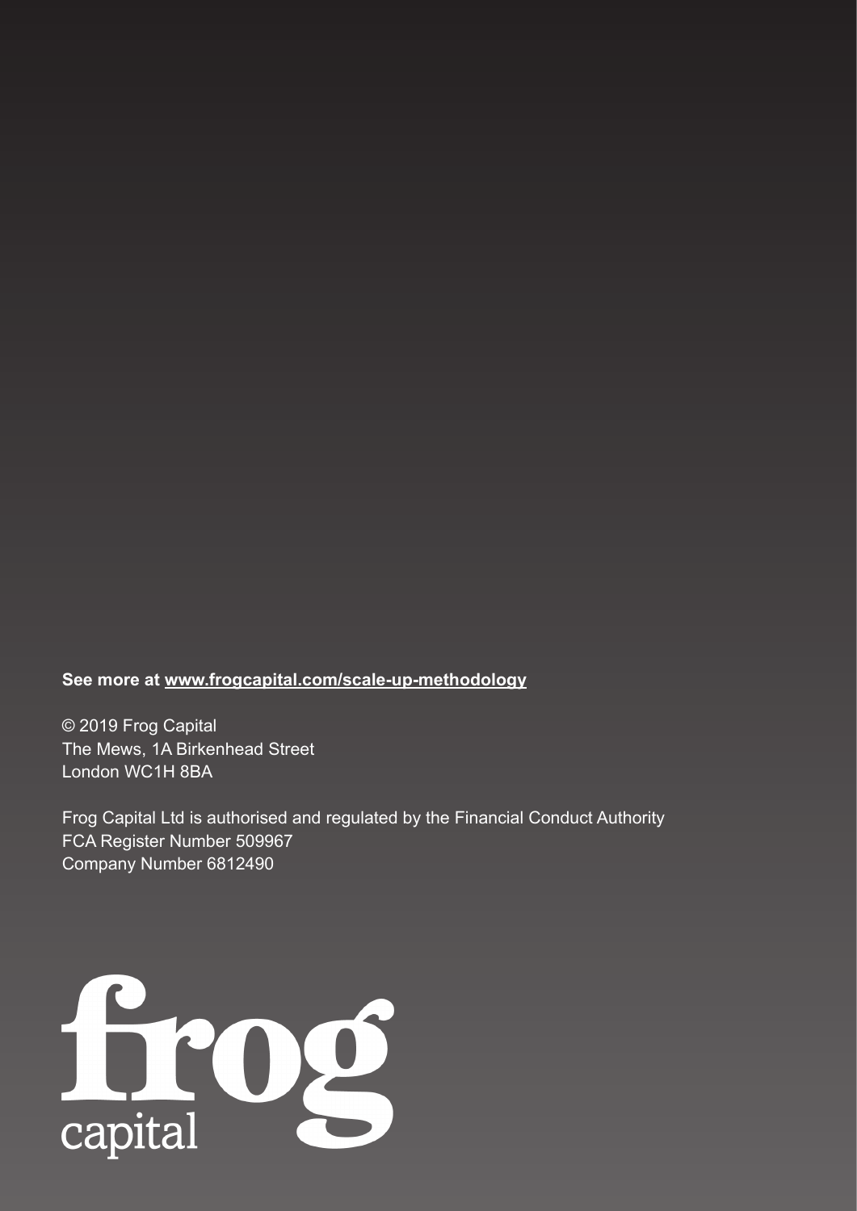**See more at [www.frogcapital.com/scale-up-methodology](www.frogcapital.com/scale-up-methodology)**

© 2019 Frog Capital
The Mews, 1A Birkenhead Street
London WC1H 8BA

Frog Capital Ltd is authorised and regulated by the Financial Conduct Authority
FCA Register Number 509967
Company Number 6812490

frog
capital